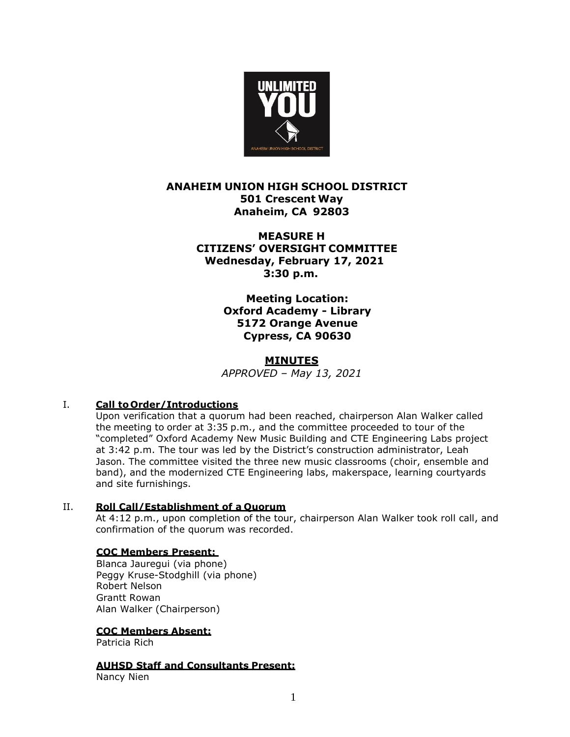**ANAHEIM UNION HIGH SCHOOL DISTRICT**
**501 Crescent Way**
**Anaheim, CA 92803**

**MEASURE H**
**CITIZENS' OVERSIGHT COMMITTEE**
**Wednesday, February 17, 2021**
**3:30 p.m.**

**Meeting Location:**
**Oxford Academy - Library**
**5172 Orange Avenue**
**Cypress, CA 90630**

## MINUTES

*APPROVED – May 13, 2021*

I. **Call to Order/Introductions**

Upon verification that a quorum had been reached, chairperson Alan Walker called the meeting to order at 3:35 p.m., and the committee proceeded to tour of the "completed" Oxford Academy New Music Building and CTE Engineering Labs project at 3:42 p.m. The tour was led by the District's construction administrator, Leah Jason. The committee visited the three new music classrooms (choir, ensemble and band), and the modernized CTE Engineering labs, makerspace, learning courtyards and site furnishings.

II. **Roll Call/Establishment of a Quorum**

At 4:12 p.m., upon completion of the tour, chairperson Alan Walker took roll call, and confirmation of the quorum was recorded.

**COC Members Present:**

Blanca Jauregui (via phone)
Peggy Kruse-Stodghill (via phone)
Robert Nelson
Grantt Rowan
Alan Walker (Chairperson)

**COC Members Absent:**

Patricia Rich

**AUHSD Staff and Consultants Present:**

Nancy Nien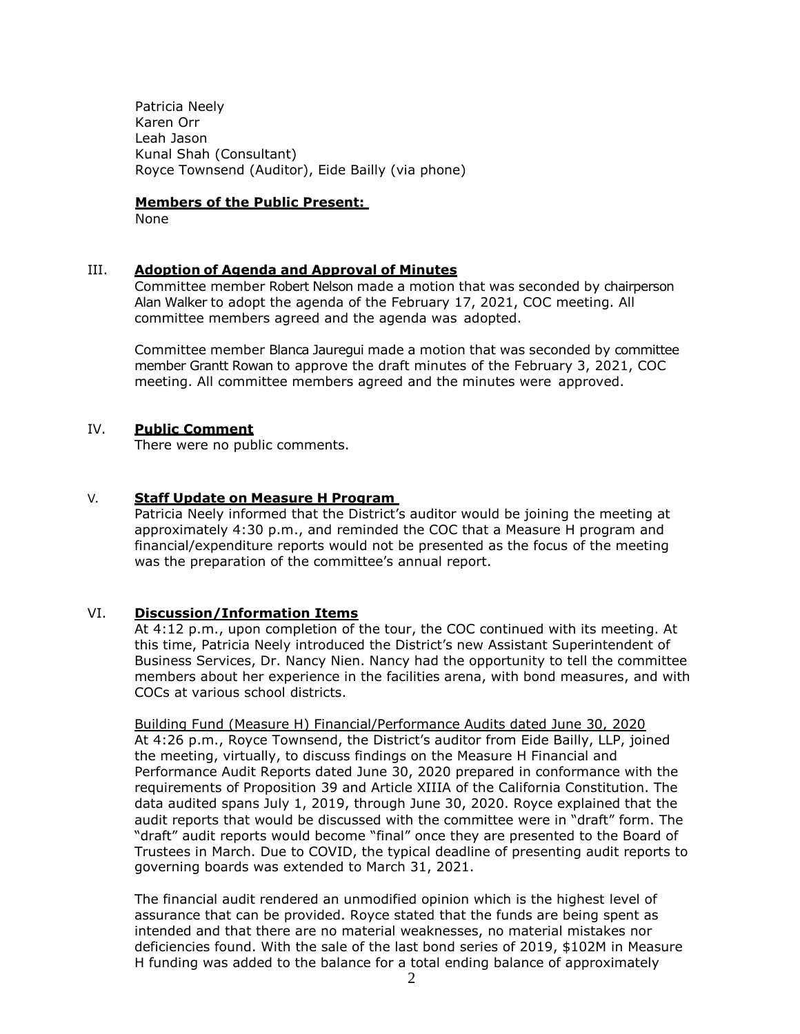Patricia Neely
Karen Orr
Leah Jason
Kunal Shah (Consultant)
Royce Townsend (Auditor), Eide Bailly (via phone)

**Members of the Public Present:**
None

## III. Adoption of Agenda and Approval of Minutes

Committee member Robert Nelson made a motion that was seconded by chairperson Alan Walker to adopt the agenda of the February 17, 2021, COC meeting. All committee members agreed and the agenda was adopted.

Committee member Blanca Jauregui made a motion that was seconded by committee member Grantt Rowan to approve the draft minutes of the February 3, 2021, COC meeting. All committee members agreed and the minutes were approved.

## IV. Public Comment

There were no public comments.

## V. Staff Update on Measure H Program

Patricia Neely informed that the District's auditor would be joining the meeting at approximately 4:30 p.m., and reminded the COC that a Measure H program and financial/expenditure reports would not be presented as the focus of the meeting was the preparation of the committee's annual report.

## VI. Discussion/Information Items

At 4:12 p.m., upon completion of the tour, the COC continued with its meeting. At this time, Patricia Neely introduced the District's new Assistant Superintendent of Business Services, Dr. Nancy Nien. Nancy had the opportunity to tell the committee members about her experience in the facilities arena, with bond measures, and with COCs at various school districts.

Building Fund (Measure H) Financial/Performance Audits dated June 30, 2020
At 4:26 p.m., Royce Townsend, the District's auditor from Eide Bailly, LLP, joined the meeting, virtually, to discuss findings on the Measure H Financial and Performance Audit Reports dated June 30, 2020 prepared in conformance with the requirements of Proposition 39 and Article XIIIA of the California Constitution. The data audited spans July 1, 2019, through June 30, 2020. Royce explained that the audit reports that would be discussed with the committee were in "draft" form. The "draft" audit reports would become "final" once they are presented to the Board of Trustees in March. Due to COVID, the typical deadline of presenting audit reports to governing boards was extended to March 31, 2021.

The financial audit rendered an unmodified opinion which is the highest level of assurance that can be provided. Royce stated that the funds are being spent as intended and that there are no material weaknesses, no material mistakes nor deficiencies found. With the sale of the last bond series of 2019, $102M in Measure H funding was added to the balance for a total ending balance of approximately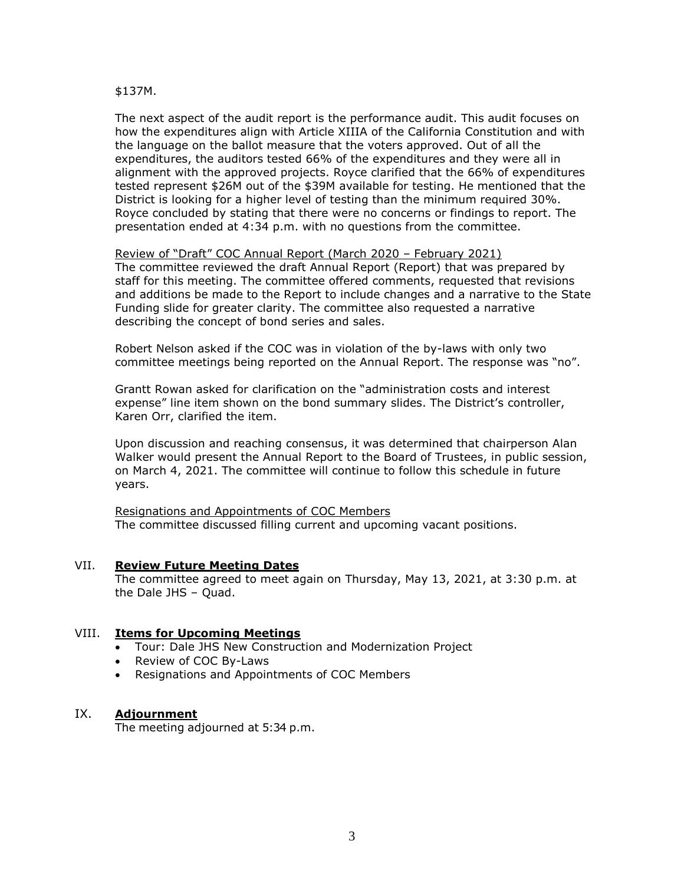$137M.

The next aspect of the audit report is the performance audit. This audit focuses on how the expenditures align with Article XIIIA of the California Constitution and with the language on the ballot measure that the voters approved. Out of all the expenditures, the auditors tested 66% of the expenditures and they were all in alignment with the approved projects. Royce clarified that the 66% of expenditures tested represent $26M out of the $39M available for testing. He mentioned that the District is looking for a higher level of testing than the minimum required 30%. Royce concluded by stating that there were no concerns or findings to report. The presentation ended at 4:34 p.m. with no questions from the committee.

<u>Review of "Draft" COC Annual Report (March 2020 – February 2021)</u>
The committee reviewed the draft Annual Report (Report) that was prepared by staff for this meeting. The committee offered comments, requested that revisions and additions be made to the Report to include changes and a narrative to the State Funding slide for greater clarity. The committee also requested a narrative describing the concept of bond series and sales.

Robert Nelson asked if the COC was in violation of the by-laws with only two committee meetings being reported on the Annual Report. The response was "no".

Grantt Rowan asked for clarification on the "administration costs and interest expense" line item shown on the bond summary slides. The District's controller, Karen Orr, clarified the item.

Upon discussion and reaching consensus, it was determined that chairperson Alan Walker would present the Annual Report to the Board of Trustees, in public session, on March 4, 2021. The committee will continue to follow this schedule in future years.

<u>Resignations and Appointments of COC Members</u>
The committee discussed filling current and upcoming vacant positions.

## VII. **Review Future Meeting Dates**

The committee agreed to meet again on Thursday, May 13, 2021, at 3:30 p.m. at the Dale JHS – Quad.

## VIII. **Items for Upcoming Meetings**

- Tour: Dale JHS New Construction and Modernization Project
- Review of COC By-Laws
- Resignations and Appointments of COC Members

## IX. **Adjournment**

The meeting adjourned at 5:34 p.m.